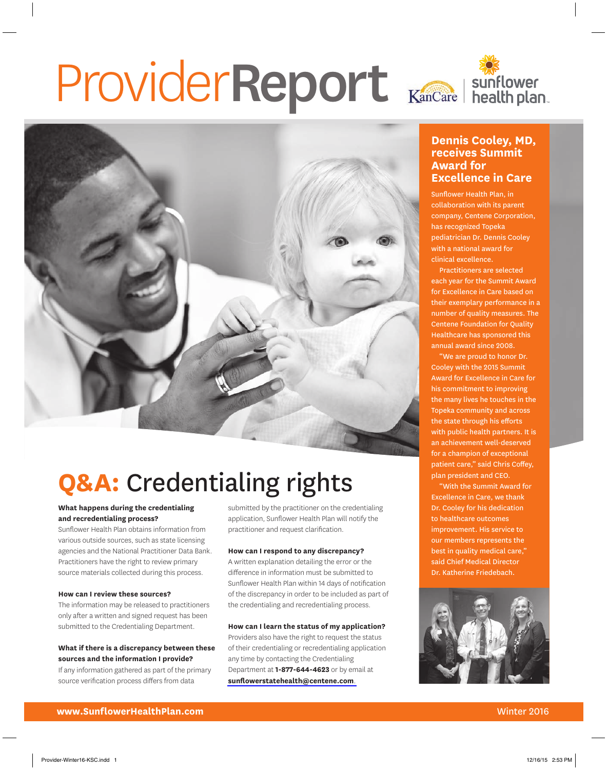# ProviderReport

## Dennis Cooley, MD, receives Summit Award for Excellence in Care

Sunflower Health Plan, in collaboration with its parent company, Centene Corporation, has recognized Topeka pediatrician Dr. Dennis Cooley with a national award for clinical excellence.

Practitioners are selected each year for the Summit Award for Excellence in Care based on their exemplary performance in a number of quality measures. The Centene Foundation for Quality Healthcare has sponsored this annual award since 2008.

"We are proud to honor Dr. Cooley with the 2015 Summit Award for Excellence in Care for his commitment to improving the many lives he touches in the Topeka community and across the state through his efforts with public health partners. It is an achievement well-deserved for a champion of exceptional patient care," said Chris Coffey, plan president and CEO.

"With the Summit Award for Excellence in Care, we thank Dr. Cooley for his dedication to healthcare outcomes improvement. His service to our members represents the best in quality medical care," said Chief Medical Director Dr. Katherine Friedebach.

## Q&A: Credentialing rights

**What happens during the credentialing and recredentialing process?**
Sunflower Health Plan obtains information from various outside sources, such as state licensing agencies and the National Practitioner Data Bank. Practitioners have the right to review primary source materials collected during this process.

**How can I review these sources?**
The information may be released to practitioners only after a written and signed request has been submitted to the Credentialing Department.

**What if there is a discrepancy between these sources and the information I provide?**
If any information gathered as part of the primary source verification process differs from data submitted by the practitioner on the credentialing application, Sunflower Health Plan will notify the practitioner and request clarification.

**How can I respond to any discrepancy?**
A written explanation detailing the error or the difference in information must be submitted to Sunflower Health Plan within 14 days of notification of the discrepancy in order to be included as part of the credentialing and recredentialing process.

**How can I learn the status of my application?**
Providers also have the right to request the status of their credentialing or recredentialing application any time by contacting the Credentialing Department at **1-877-644-4623** or by email at **sunflowerstatehealth@centene.com**.

**www.SunflowerHealthPlan.com** Winter 2016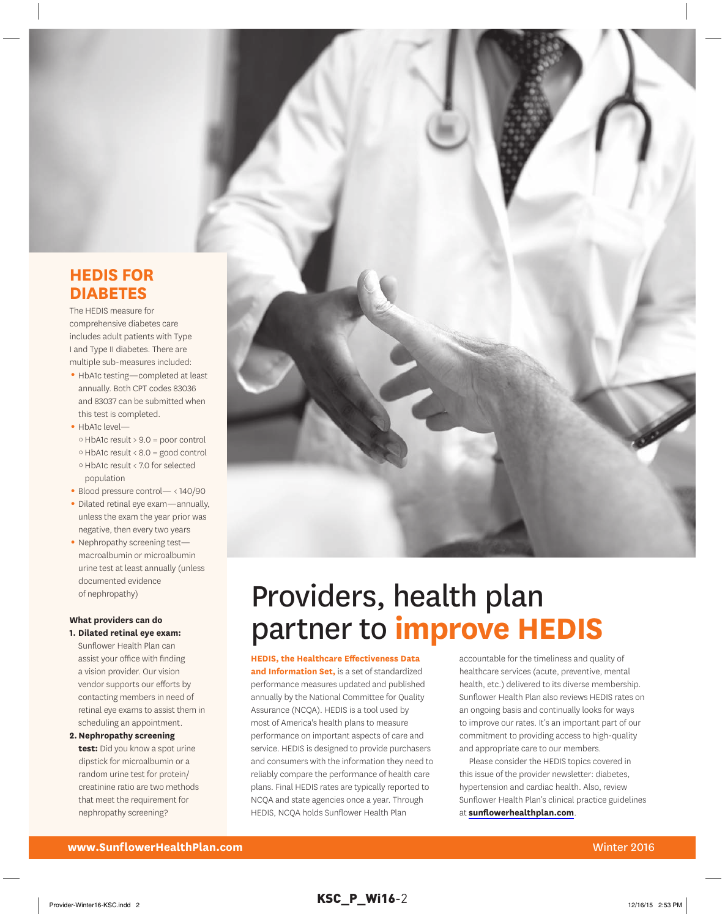## HEDIS FOR DIABETES

The HEDIS measure for comprehensive diabetes care includes adult patients with Type I and Type II diabetes. There are multiple sub-measures included:

- HbA1c testing—completed at least annually. Both CPT codes 83036 and 83037 can be submitted when this test is completed.
- HbA1c level—
  - HbA1c result > 9.0 = poor control
  - HbA1c result < 8.0 = good control
  - HbA1c result < 7.0 for selected population
- Blood pressure control— < 140/90
- Dilated retinal eye exam—annually, unless the exam the year prior was negative, then every two years
- Nephropathy screening test—macroalbumin or microalbumin urine test at least annually (unless documented evidence of nephropathy)

**What providers can do**

1. **Dilated retinal eye exam:** Sunflower Health Plan can assist your office with finding a vision provider. Our vision vendor supports our efforts by contacting members in need of retinal eye exams to assist them in scheduling an appointment.
2. **Nephropathy screening test:** Did you know a spot urine dipstick for microalbumin or a random urine test for protein/creatinine ratio are two methods that meet the requirement for nephropathy screening?

# Providers, health plan partner to improve HEDIS

**HEDIS, the Healthcare Effectiveness Data and Information Set,** is a set of standardized performance measures updated and published annually by the National Committee for Quality Assurance (NCQA). HEDIS is a tool used by most of America's health plans to measure performance on important aspects of care and service. HEDIS is designed to provide purchasers and consumers with the information they need to reliably compare the performance of health care plans. Final HEDIS rates are typically reported to NCQA and state agencies once a year. Through HEDIS, NCQA holds Sunflower Health Plan accountable for the timeliness and quality of healthcare services (acute, preventive, mental health, etc.) delivered to its diverse membership. Sunflower Health Plan also reviews HEDIS rates on an ongoing basis and continually looks for ways to improve our rates. It's an important part of our commitment to providing access to high-quality and appropriate care to our members.

Please consider the HEDIS topics covered in this issue of the provider newsletter: diabetes, hypertension and cardiac health. Also, review Sunflower Health Plan's clinical practice guidelines at **sunflowerhealthplan.com**.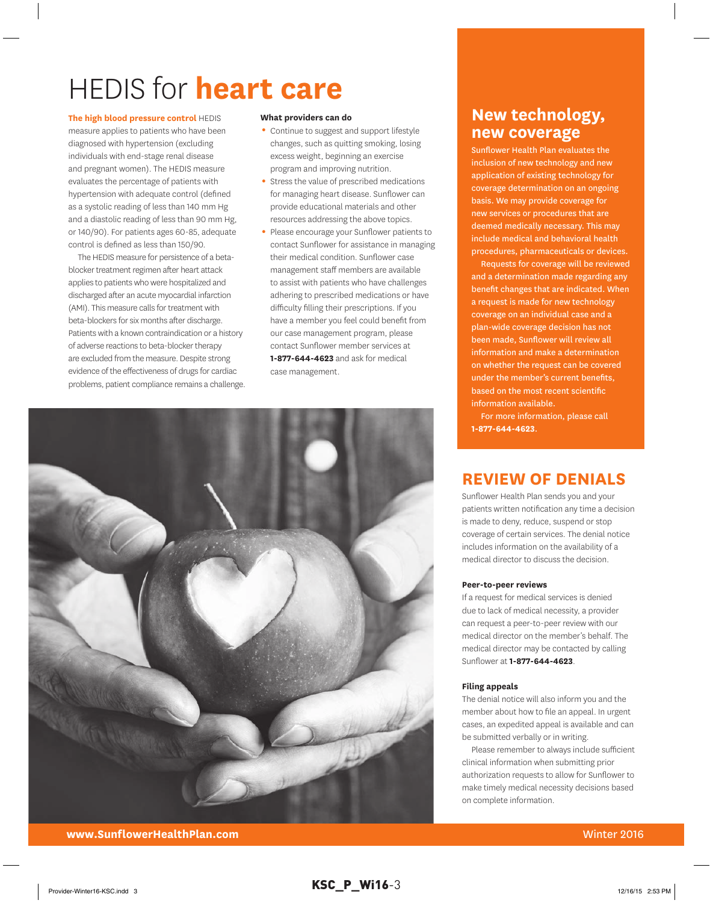# HEDIS for **heart care**

**The high blood pressure control** HEDIS measure applies to patients who have been diagnosed with hypertension (excluding individuals with end-stage renal disease and pregnant women). The HEDIS measure evaluates the percentage of patients with hypertension with adequate control (defined as a systolic reading of less than 140 mm Hg and a diastolic reading of less than 90 mm Hg, or 140/90). For patients ages 60-85, adequate control is defined as less than 150/90.

The HEDIS measure for persistence of a beta-blocker treatment regimen after heart attack applies to patients who were hospitalized and discharged after an acute myocardial infarction (AMI). This measure calls for treatment with beta-blockers for six months after discharge. Patients with a known contraindication or a history of adverse reactions to beta-blocker therapy are excluded from the measure. Despite strong evidence of the effectiveness of drugs for cardiac problems, patient compliance remains a challenge.

**What providers can do**

- Continue to suggest and support lifestyle changes, such as quitting smoking, losing excess weight, beginning an exercise program and improving nutrition.
- Stress the value of prescribed medications for managing heart disease. Sunflower can provide educational materials and other resources addressing the above topics.
- Please encourage your Sunflower patients to contact Sunflower for assistance in managing their medical condition. Sunflower case management staff members are available to assist with patients who have challenges adhering to prescribed medications or have difficulty filling their prescriptions. If you have a member you feel could benefit from our case management program, please contact Sunflower member services at **1-877-644-4623** and ask for medical case management.

## New technology, new coverage

Sunflower Health Plan evaluates the inclusion of new technology and new application of existing technology for coverage determination on an ongoing basis. We may provide coverage for new services or procedures that are deemed medically necessary. This may include medical and behavioral health procedures, pharmaceuticals or devices.

Requests for coverage will be reviewed and a determination made regarding any benefit changes that are indicated. When a request is made for new technology coverage on an individual case and a plan-wide coverage decision has not been made, Sunflower will review all information and make a determination on whether the request can be covered under the member's current benefits, based on the most recent scientific information available.

For more information, please call **1-877-644-4623**.

## REVIEW OF DENIALS

Sunflower Health Plan sends you and your patients written notification any time a decision is made to deny, reduce, suspend or stop coverage of certain services. The denial notice includes information on the availability of a medical director to discuss the decision.

**Peer-to-peer reviews**

If a request for medical services is denied due to lack of medical necessity, a provider can request a peer-to-peer review with our medical director on the member's behalf. The medical director may be contacted by calling Sunflower at **1-877-644-4623**.

**Filing appeals**

The denial notice will also inform you and the member about how to file an appeal. In urgent cases, an expedited appeal is available and can be submitted verbally or in writing.

Please remember to always include sufficient clinical information when submitting prior authorization requests to allow for Sunflower to make timely medical necessity decisions based on complete information.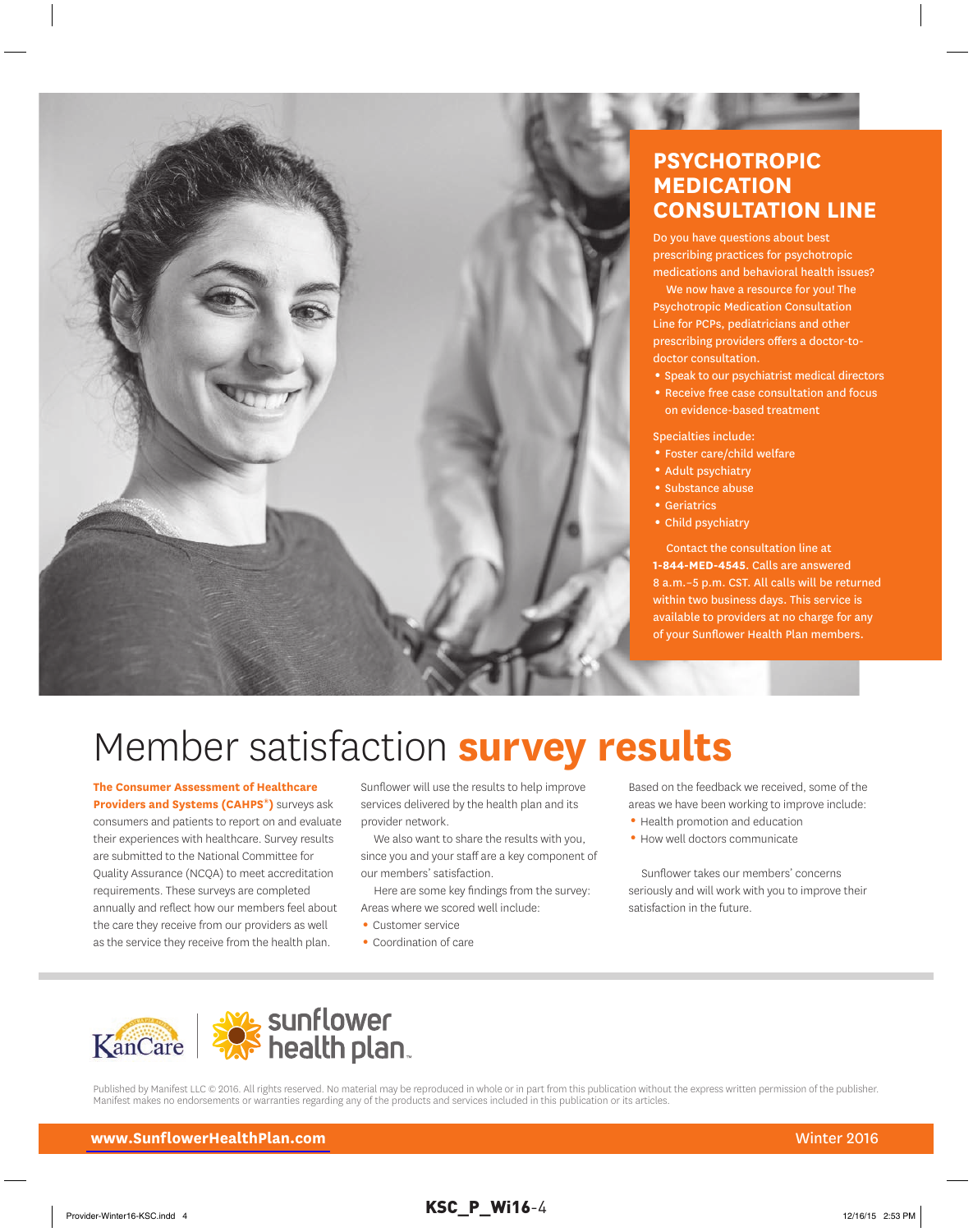## PSYCHOTROPIC MEDICATION CONSULTATION LINE

Do you have questions about best prescribing practices for psychotropic medications and behavioral health issues?

We now have a resource for you! The Psychotropic Medication Consultation Line for PCPs, pediatricians and other prescribing providers offers a doctor-to-doctor consultation.

- Speak to our psychiatrist medical directors
- Receive free case consultation and focus on evidence-based treatment

Specialties include:

- Foster care/child welfare
- Adult psychiatry
- Substance abuse
- Geriatrics
- Child psychiatry

Contact the consultation line at **1-844-MED-4545**. Calls are answered 8 a.m.–5 p.m. CST. All calls will be returned within two business days. This service is available to providers at no charge for any of your Sunflower Health Plan members.

# Member satisfaction **survey results**

**The Consumer Assessment of Healthcare Providers and Systems (CAHPS®)** surveys ask consumers and patients to report on and evaluate their experiences with healthcare. Survey results are submitted to the National Committee for Quality Assurance (NCQA) to meet accreditation requirements. These surveys are completed annually and reflect how our members feel about the care they receive from our providers as well as the service they receive from the health plan.

Sunflower will use the results to help improve services delivered by the health plan and its provider network.

We also want to share the results with you, since you and your staff are a key component of our members' satisfaction.

Here are some key findings from the survey: Areas where we scored well include:

- Customer service
- Coordination of care

Based on the feedback we received, some of the areas we have been working to improve include:

- Health promotion and education
- How well doctors communicate

Sunflower takes our members' concerns seriously and will work with you to improve their satisfaction in the future.

KanCare | sunflower health plan

Published by Manifest LLC © 2016. All rights reserved. No material may be reproduced in whole or in part from this publication without the express written permission of the publisher. Manifest makes no endorsements or warranties regarding any of the products and services included in this publication or its articles.

www.SunflowerHealthPlan.com

Winter 2016